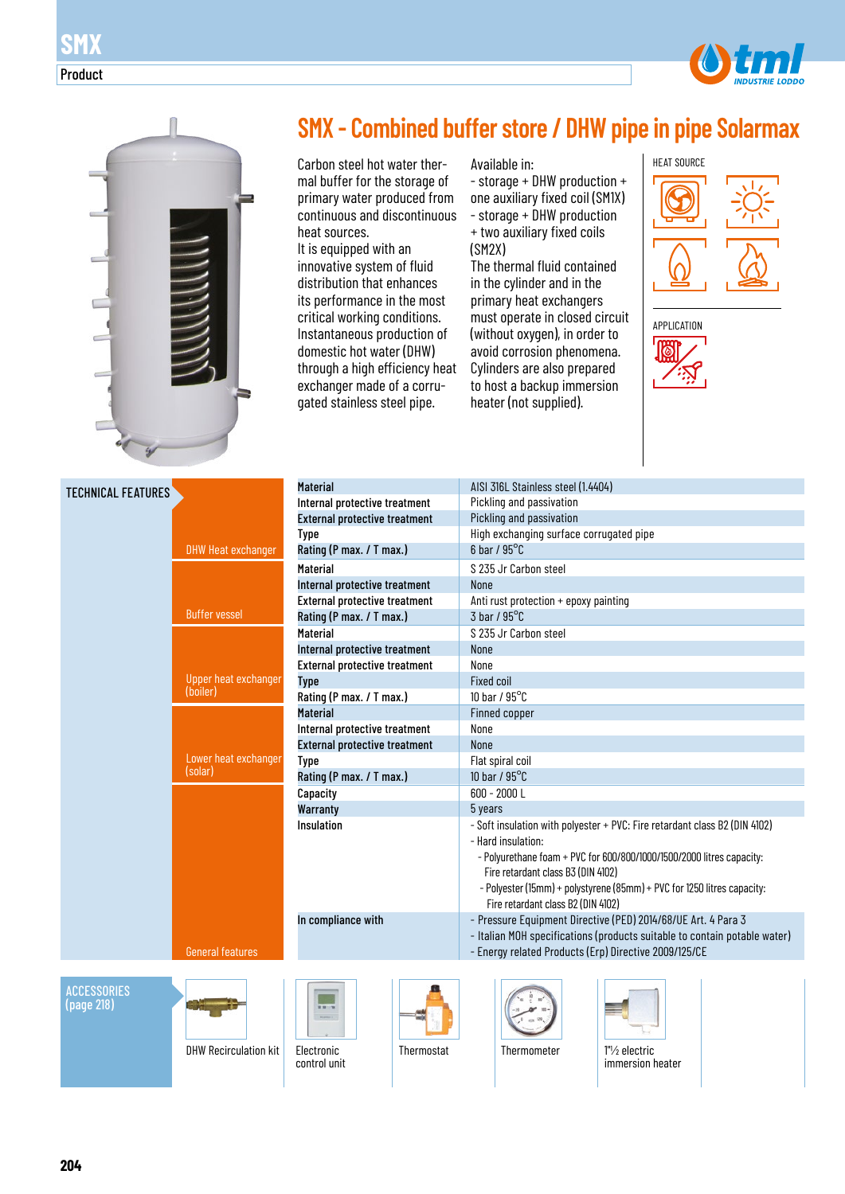# SMX

Product

## SMX - Combined buffer store / DHW pipe in pipe Solarmax

Carbon steel hot water thermal buffer for the storage of primary water produced from continuous and discontinuous heat sources.
It is equipped with an innovative system of fluid distribution that enhances its performance in the most critical working conditions.
Instantaneous production of domestic hot water (DHW) through a high efficiency heat exchanger made of a corrugated stainless steel pipe.

Available in:
- storage + DHW production + one auxiliary fixed coil (SM1X)
- storage + DHW production + two auxiliary fixed coils (SM2X)

The thermal fluid contained in the cylinder and in the primary heat exchangers must operate in closed circuit (without oxygen), in order to avoid corrosion phenomena.
Cylinders are also prepared to host a backup immersion heater (not supplied).

HEAT SOURCE

APPLICATION

### TECHNICAL FEATURES

| | | |
|---|---|---|
| DHW Heat exchanger | **Material** | AISI 316L Stainless steel (1.4404) |
| | **Internal protective treatment** | Pickling and passivation |
| | **External protective treatment** | Pickling and passivation |
| | **Type** | High exchanging surface corrugated pipe |
| | **Rating (P max. / T max.)** | 6 bar / 95°C |
| Buffer vessel | **Material** | S 235 Jr Carbon steel |
| | **Internal protective treatment** | None |
| | **External protective treatment** | Anti rust protection + epoxy painting |
| | **Rating (P max. / T max.)** | 3 bar / 95°C |
| Upper heat exchanger (boiler) | **Material** | S 235 Jr Carbon steel |
| | **Internal protective treatment** | None |
| | **External protective treatment** | None |
| | **Type** | Fixed coil |
| | **Rating (P max. / T max.)** | 10 bar / 95°C |
| Lower heat exchanger (solar) | **Material** | Finned copper |
| | **Internal protective treatment** | None |
| | **External protective treatment** | None |
| | **Type** | Flat spiral coil |
| | **Rating (P max. / T max.)** | 10 bar / 95°C |
| General features | **Capacity** | 600 - 2000 L |
| | **Warranty** | 5 years |
| | **Insulation** | - Soft insulation with polyester + PVC: Fire retardant class B2 (DIN 4102)<br>- Hard insulation:<br>- Polyurethane foam + PVC for 600/800/1000/1500/2000 litres capacity: Fire retardant class B3 (DIN 4102)<br>- Polyester (15mm) + polystyrene (85mm) + PVC for 1250 litres capacity: Fire retardant class B2 (DIN 4102) |
| | **In compliance with** | - Pressure Equipment Directive (PED) 2014/68/UE Art. 4 Para 3<br>- Italian MOH specifications (products suitable to contain potable water)<br>- Energy related Products (Erp) Directive 2009/125/CE |

### ACCESSORIES (page 218)

- DHW Recirculation kit
- Electronic control unit
- Thermostat
- Thermometer
- 1"½ electric immersion heater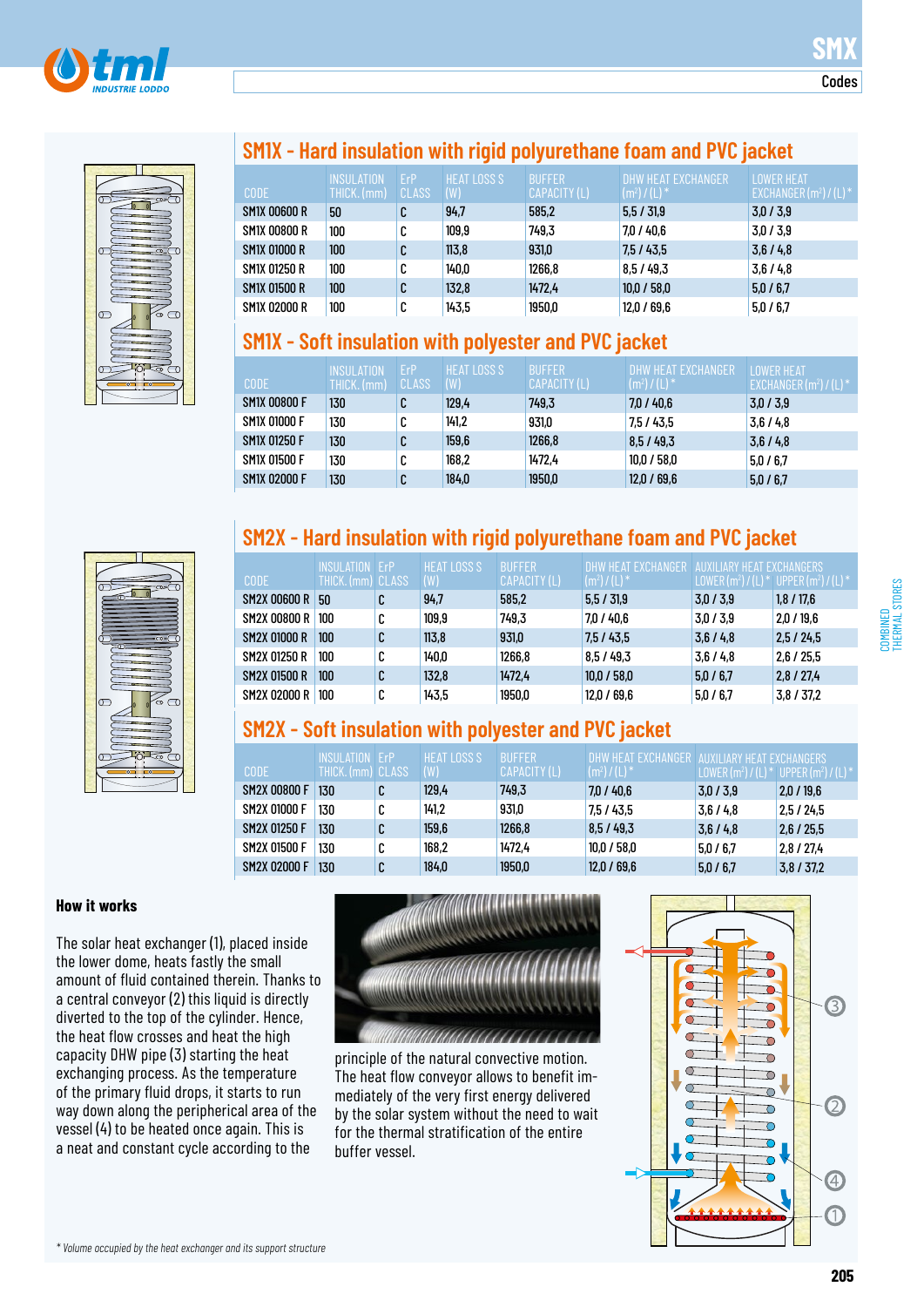# SMX

Codes

## SM1X - Hard insulation with rigid polyurethane foam and PVC jacket

| CODE | INSULATION THICK. (mm) | ErP CLASS | HEAT LOSS S (W) | BUFFER CAPACITY (L) | DHW HEAT EXCHANGER (m²) / (L) * | LOWER HEAT EXCHANGER (m²) / (L) * |
|---|---|---|---|---|---|---|
| SM1X 00600 R | 50 | C | 94,7 | 585,2 | 5,5 / 31,9 | 3,0 / 3,9 |
| SM1X 00800 R | 100 | C | 109,9 | 749,3 | 7,0 / 40,6 | 3,0 / 3,9 |
| SM1X 01000 R | 100 | C | 113,8 | 931,0 | 7,5 / 43,5 | 3,6 / 4,8 |
| SM1X 01250 R | 100 | C | 140,0 | 1266,8 | 8,5 / 49,3 | 3,6 / 4,8 |
| SM1X 01500 R | 100 | C | 132,8 | 1472,4 | 10,0 / 58,0 | 5,0 / 6,7 |
| SM1X 02000 R | 100 | C | 143,5 | 1950,0 | 12,0 / 69,6 | 5,0 / 6,7 |

## SM1X - Soft insulation with polyester and PVC jacket

| CODE | INSULATION THICK. (mm) | ErP CLASS | HEAT LOSS S (W) | BUFFER CAPACITY (L) | DHW HEAT EXCHANGER (m²) / (L) * | LOWER HEAT EXCHANGER (m²) / (L) * |
|---|---|---|---|---|---|---|
| SM1X 00800 F | 130 | C | 129,4 | 749,3 | 7,0 / 40,6 | 3,0 / 3,9 |
| SM1X 01000 F | 130 | C | 141,2 | 931,0 | 7,5 / 43,5 | 3,6 / 4,8 |
| SM1X 01250 F | 130 | C | 159,6 | 1266,8 | 8,5 / 49,3 | 3,6 / 4,8 |
| SM1X 01500 F | 130 | C | 168,2 | 1472,4 | 10,0 / 58,0 | 5,0 / 6,7 |
| SM1X 02000 F | 130 | C | 184,0 | 1950,0 | 12,0 / 69,6 | 5,0 / 6,7 |

## SM2X - Hard insulation with rigid polyurethane foam and PVC jacket

| CODE | INSULATION THICK. (mm) | ErP CLASS | HEAT LOSS S (W) | BUFFER CAPACITY (L) | DHW HEAT EXCHANGER (m²) / (L) * | AUXILIARY HEAT EXCHANGERS LOWER (m²) / (L) * | UPPER (m²) / (L) * |
|---|---|---|---|---|---|---|---|
| SM2X 00600 R | 50 | C | 94,7 | 585,2 | 5,5 / 31,9 | 3,0 / 3,9 | 1,8 / 17,6 |
| SM2X 00800 R | 100 | C | 109,9 | 749,3 | 7,0 / 40,6 | 3,0 / 3,9 | 2,0 / 19,6 |
| SM2X 01000 R | 100 | C | 113,8 | 931,0 | 7,5 / 43,5 | 3,6 / 4,8 | 2,5 / 24,5 |
| SM2X 01250 R | 100 | C | 140,0 | 1266,8 | 8,5 / 49,3 | 3,6 / 4,8 | 2,6 / 25,5 |
| SM2X 01500 R | 100 | C | 132,8 | 1472,4 | 10,0 / 58,0 | 5,0 / 6,7 | 2,8 / 27,4 |
| SM2X 02000 R | 100 | C | 143,5 | 1950,0 | 12,0 / 69,6 | 5,0 / 6,7 | 3,8 / 37,2 |

## SM2X - Soft insulation with polyester and PVC jacket

| CODE | INSULATION THICK. (mm) | ErP CLASS | HEAT LOSS S (W) | BUFFER CAPACITY (L) | DHW HEAT EXCHANGER (m²) / (L) * | AUXILIARY HEAT EXCHANGERS LOWER (m²) / (L) * | UPPER (m²) / (L) * |
|---|---|---|---|---|---|---|---|
| SM2X 00800 F | 130 | C | 129,4 | 749,3 | 7,0 / 40,6 | 3,0 / 3,9 | 2,0 / 19,6 |
| SM2X 01000 F | 130 | C | 141,2 | 931,0 | 7,5 / 43,5 | 3,6 / 4,8 | 2,5 / 24,5 |
| SM2X 01250 F | 130 | C | 159,6 | 1266,8 | 8,5 / 49,3 | 3,6 / 4,8 | 2,6 / 25,5 |
| SM2X 01500 F | 130 | C | 168,2 | 1472,4 | 10,0 / 58,0 | 5,0 / 6,7 | 2,8 / 27,4 |
| SM2X 02000 F | 130 | C | 184,0 | 1950,0 | 12,0 / 69,6 | 5,0 / 6,7 | 3,8 / 37,2 |

### How it works

The solar heat exchanger (1), placed inside the lower dome, heats fastly the small amount of fluid contained therein. Thanks to a central conveyor (2) this liquid is directly diverted to the top of the cylinder. Hence, the heat flow crosses and heat the high capacity DHW pipe (3) starting the heat exchanging process. As the temperature of the primary fluid drops, it starts to run way down along the peripherical area of the vessel (4) to be heated once again. This is a neat and constant cycle according to the principle of the natural convective motion. The heat flow conveyor allows to benefit immediately of the very first energy delivered by the solar system without the need to wait for the thermal stratification of the entire buffer vessel.

*\* Volume occupied by the heat exchanger and its support structure*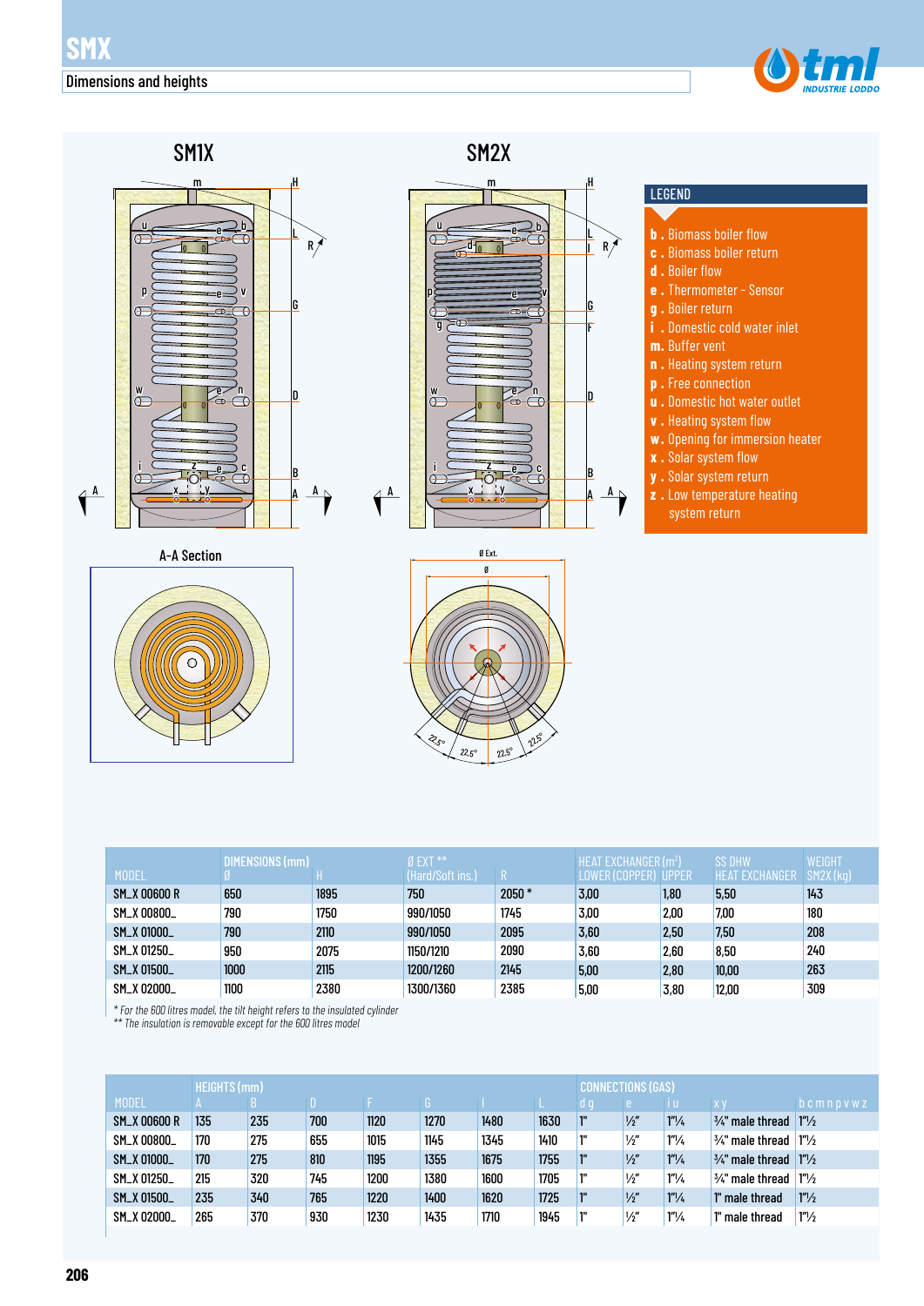# SMX

## Dimensions and heights

SM1X

SM2X

A-A Section

**LEGEND**

- **b .** Biomass boiler flow
- **c .** Biomass boiler return
- **d .** Boiler flow
- **e .** Thermometer - Sensor
- **g .** Boiler return
- **i .** Domestic cold water inlet
- **m.** Buffer vent
- **n .** Heating system return
- **p .** Free connection
- **u .** Domestic hot water outlet
- **v .** Heating system flow
- **w.** Opening for immersion heater
- **x .** Solar system flow
- **y .** Solar system return
- **z .** Low temperature heating system return

| MODEL | DIMENSIONS (mm) Ø | H | Ø EXT ** (Hard/Soft ins.) | R | HEAT EXCHANGER (m²) LOWER (COPPER) | UPPER | SS DHW HEAT EXCHANGER | WEIGHT SM2X (kg) |
|---|---|---|---|---|---|---|---|---|
| SM_X 00600 R | 650 | 1895 | 750 | 2050 * | 3,00 | 1,80 | 5,50 | 143 |
| SM_X 00800_ | 790 | 1750 | 990/1050 | 1745 | 3,00 | 2,00 | 7,00 | 180 |
| SM_X 01000_ | 790 | 2110 | 990/1050 | 2095 | 3,60 | 2,50 | 7,50 | 208 |
| SM_X 01250_ | 950 | 2075 | 1150/1210 | 2090 | 3,60 | 2,60 | 8,50 | 240 |
| SM_X 01500_ | 1000 | 2115 | 1200/1260 | 2145 | 5,00 | 2,80 | 10,00 | 263 |
| SM_X 02000_ | 1100 | 2380 | 1300/1360 | 2385 | 5,00 | 3,80 | 12,00 | 309 |

*\* For the 600 litres model, the tilt height refers to the insulated cylinder*
*\*\* The insulation is removable except for the 600 litres model*

| MODEL | HEIGHTS (mm) A | B | D | F | G | I | L | CONNECTIONS (GAS) d g | e | i u | x y | b c m n p v w z |
|---|---|---|---|---|---|---|---|---|---|---|---|---|
| SM_X 00600 R | 135 | 235 | 700 | 1120 | 1270 | 1480 | 1630 | 1" | ½" | 1"¼ | ¾" male thread | 1"½ |
| SM_X 00800_ | 170 | 275 | 655 | 1015 | 1145 | 1345 | 1410 | 1" | ½" | 1"¼ | ¾" male thread | 1"½ |
| SM_X 01000_ | 170 | 275 | 810 | 1195 | 1355 | 1675 | 1755 | 1" | ½" | 1"¼ | ¾" male thread | 1"½ |
| SM_X 01250_ | 215 | 320 | 745 | 1200 | 1380 | 1600 | 1705 | 1" | ½" | 1"¼ | ¾" male thread | 1"½ |
| SM_X 01500_ | 235 | 340 | 765 | 1220 | 1400 | 1620 | 1725 | 1" | ½" | 1"¼ | 1" male thread | 1"½ |
| SM_X 02000_ | 265 | 370 | 930 | 1230 | 1435 | 1710 | 1945 | 1" | ½" | 1"¼ | 1" male thread | 1"½ |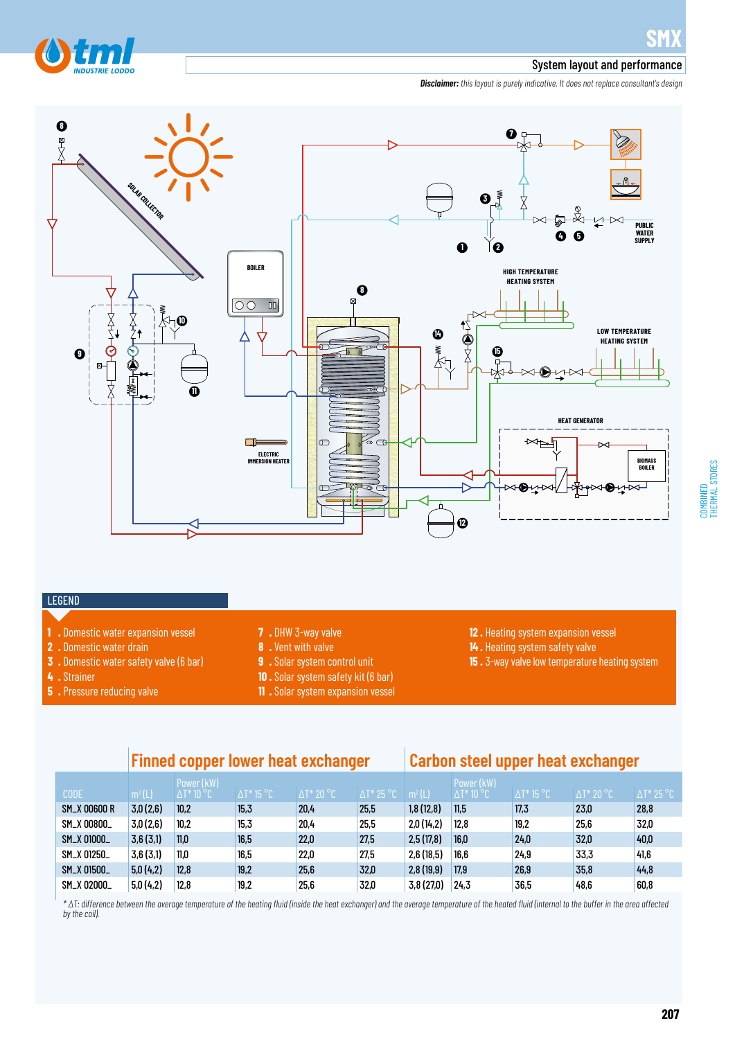# SMX

## System layout and performance

***Disclaimer:*** *this layout is purely indicative. It does not replace consultant's design*

SOLAR COLLECTOR

BOILER

HIGH TEMPERATURE HEATING SYSTEM

LOW TEMPERATURE HEATING SYSTEM

PUBLIC WATER SUPPLY

ELECTRIC IMMERSION HEATER

HEAT GENERATOR

BIOMASS BOILER

## LEGEND

1 . Domestic water expansion vessel
2 . Domestic water drain
3 . Domestic water safety valve (6 bar)
4 . Strainer
5 . Pressure reducing valve
7 . DHW 3-way valve
8 . Vent with valve
9 . Solar system control unit
10 . Solar system safety kit (6 bar)
11 . Solar system expansion vessel
12 . Heating system expansion vessel
14 . Heating system safety valve
15 . 3-way valve low temperature heating system

| | Finned copper lower heat exchanger | | | | | Carbon steel upper heat exchanger | | | | |
|---|---|---|---|---|---|---|---|---|---|---|
| CODE | m² (L) | Power (kW) ΔT* 10 °C | ΔT* 15 °C | ΔT* 20 °C | ΔT* 25 °C | m² (L) | Power (kW) ΔT* 10 °C | ΔT* 15 °C | ΔT* 20 °C | ΔT* 25 °C |
| SM_X 00600 R | 3,0 (2,6) | 10,2 | 15,3 | 20,4 | 25,5 | 1,8 (12,8) | 11,5 | 17,3 | 23,0 | 28,8 |
| SM_X 00800_ | 3,0 (2,6) | 10,2 | 15,3 | 20,4 | 25,5 | 2,0 (14,2) | 12,8 | 19,2 | 25,6 | 32,0 |
| SM_X 01000_ | 3,6 (3,1) | 11,0 | 16,5 | 22,0 | 27,5 | 2,5 (17,8) | 16,0 | 24,0 | 32,0 | 40,0 |
| SM_X 01250_ | 3,6 (3,1) | 11,0 | 16,5 | 22,0 | 27,5 | 2,6 (18,5) | 16,6 | 24,9 | 33,3 | 41,6 |
| SM_X 01500_ | 5,0 (4,2) | 12,8 | 19,2 | 25,6 | 32,0 | 2,8 (19,9) | 17,9 | 26,9 | 35,8 | 44,8 |
| SM_X 02000_ | 5,0 (4,2) | 12,8 | 19,2 | 25,6 | 32,0 | 3,8 (27,0) | 24,3 | 36,5 | 48,6 | 60,8 |

*\* ΔT: difference between the average temperature of the heating fluid (inside the heat exchanger) and the average temperature of the heated fluid (internal to the buffer in the area affected by the coil).*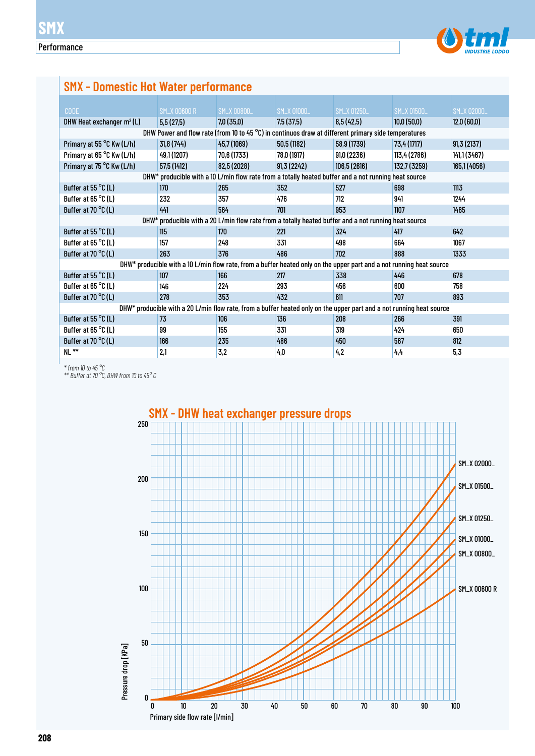# SMX

Performance

## SMX - Domestic Hot Water performance

| CODE | SM_X 00600 R | SM_X 00800_ | SM_X 01000_ | SM_X 01250_ | SM_X 01500_ | SM_X 02000_ |
|---|---|---|---|---|---|---|
| DHW Heat exchanger m² (L) | 5,5 (27,5) | 7,0 (35,0) | 7,5 (37,5) | 8,5 (42,5) | 10,0 (50,0) | 12,0 (60,0) |
| DHW Power and flow rate (from 10 to 45 °C) in continuos draw at different primary side temperatures | | | | | | |
| Primary at 55 °C Kw (L/h) | 31,8 (744) | 45,7 (1069) | 50,5 (1182) | 58,9 (1739) | 73,4 (1717) | 91,3 (2137) |
| Primary at 65 °C Kw (L/h) | 49,1 (1207) | 70,6 (1733) | 78,0 (1917) | 91,0 (2236) | 113,4 (2786) | 141,1 (3467) |
| Primary at 75 °C Kw (L/h) | 57,5 (1412) | 82,5 (2028) | 91,3 (2242) | 106,5 (2616) | 132,7 (3259) | 165,1 (4056) |
| DHW* producible with a 10 L/min flow rate from a totally heated buffer and a not running heat source | | | | | | |
| Buffer at 55 °C (L) | 170 | 265 | 352 | 527 | 698 | 1113 |
| Buffer at 65 °C (L) | 232 | 357 | 476 | 712 | 941 | 1244 |
| Buffer at 70 °C (L) | 441 | 564 | 701 | 953 | 1107 | 1465 |
| DHW* producible with a 20 L/min flow rate from a totally heated buffer and a not running heat source | | | | | | |
| Buffer at 55 °C (L) | 115 | 170 | 221 | 324 | 417 | 642 |
| Buffer at 65 °C (L) | 157 | 248 | 331 | 498 | 664 | 1067 |
| Buffer at 70 °C (L) | 263 | 376 | 486 | 702 | 888 | 1333 |
| DHW* producible with a 10 L/min flow rate, from a buffer heated only on the upper part and a not running heat source | | | | | | |
| Buffer at 55 °C (L) | 107 | 166 | 217 | 338 | 446 | 678 |
| Buffer at 65 °C (L) | 146 | 224 | 293 | 456 | 600 | 758 |
| Buffer at 70 °C (L) | 278 | 353 | 432 | 611 | 707 | 893 |
| DHW* producible with a 20 L/min flow rate, from a buffer heated only on the upper part and a not running heat source | | | | | | |
| Buffer at 55 °C (L) | 73 | 106 | 136 | 208 | 266 | 391 |
| Buffer at 65 °C (L) | 99 | 155 | 331 | 319 | 424 | 650 |
| Buffer at 70 °C (L) | 166 | 235 | 486 | 450 | 567 | 812 |
| NL ** | 2,1 | 3,2 | 4,0 | 4,2 | 4,4 | 5,3 |

*\* from 10 to 45 °C*
*\*\* Buffer at 70 °C, DHW from 10 to 45° C*

## SMX - DHW heat exchanger pressure drops

Pressure drop [KPa] vs. Primary side flow rate [l/min]

Curves: SM_X 02000_, SM_X 01500_, SM_X 01250_, SM_X 01000_, SM_X 00800_, SM_X 00600 R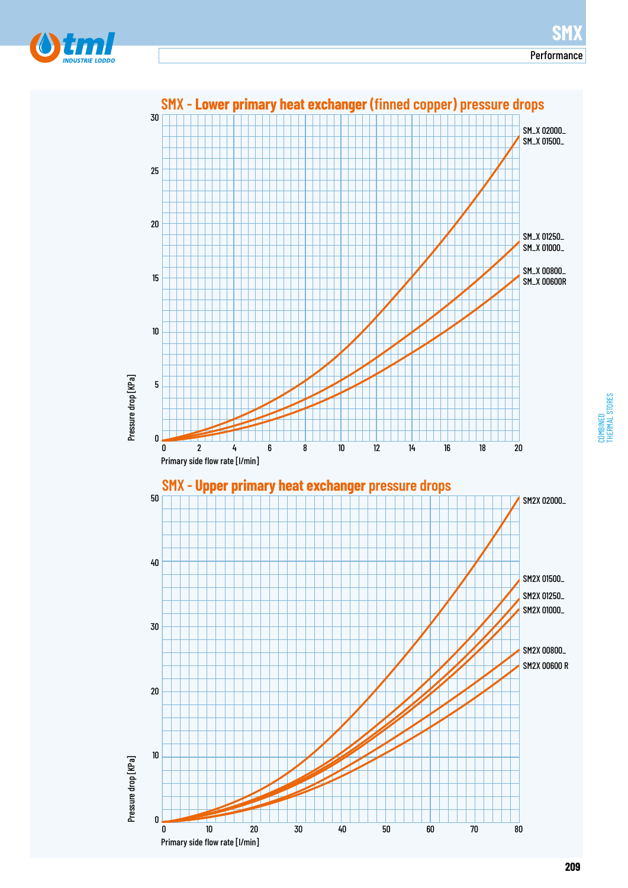## SMX - Lower primary heat exchanger (finned copper) pressure drops

Pressure drop [KPa]

30
25
20
15
10
5
0

0 2 4 6 8 10 12 14 16 18 20

Primary side flow rate [l/min]

SM_X 02000_
SM_X 01500_
SM_X 01250_
SM_X 01000_
SM_X 00800_
SM_X 00600R

## SMX - Upper primary heat exchanger pressure drops

Pressure drop [KPa]

50
40
30
20
10
0

0 10 20 30 40 50 60 70 80

Primary side flow rate [l/min]

SM2X 02000_
SM2X 01500_
SM2X 01250_
SM2X 01000_
SM2X 00800_
SM2X 00600 R